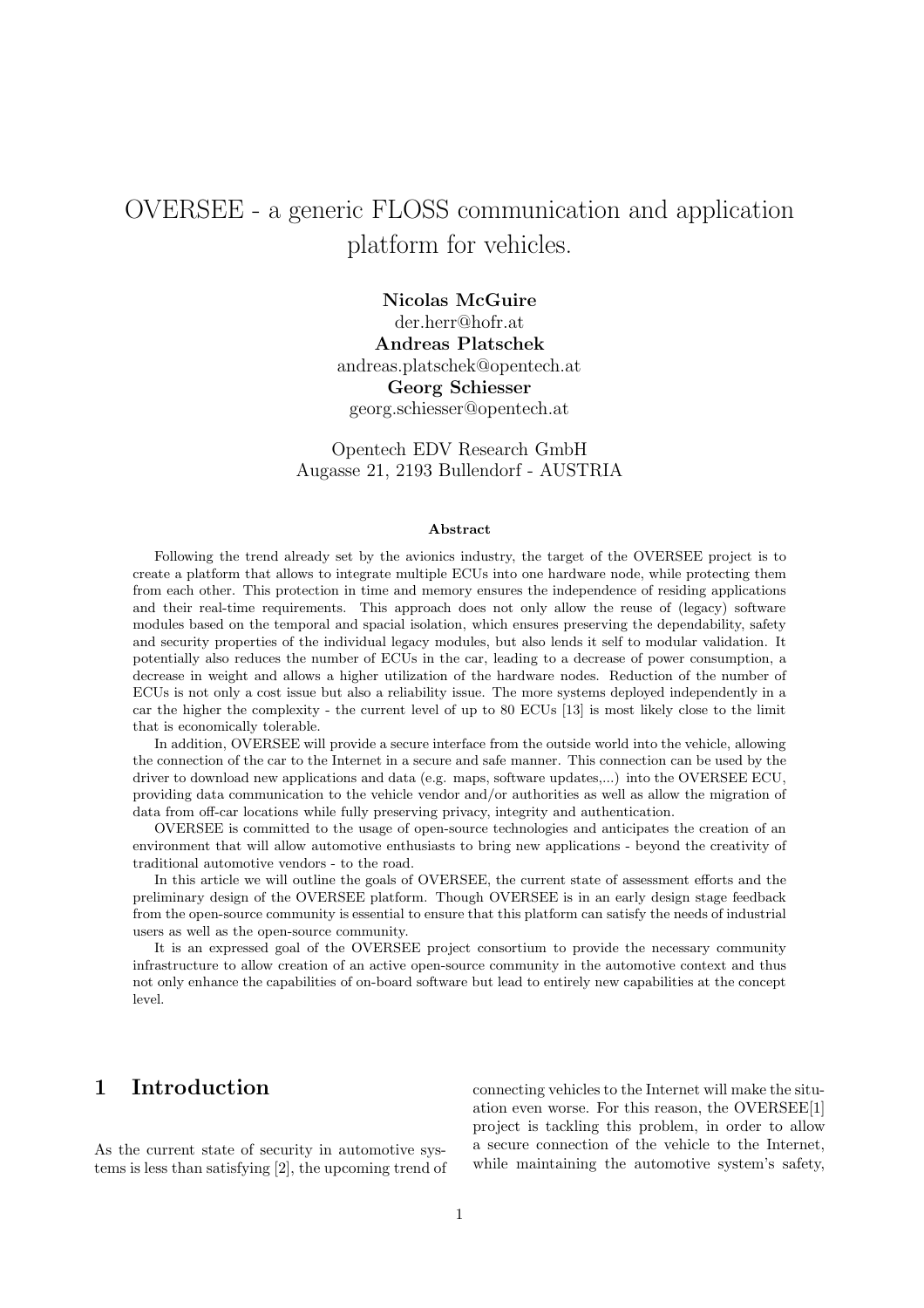# OVERSEE - a generic FLOSS communication and application platform for vehicles.

**Nicolas McGuire**
der.herr@hofr.at
**Andreas Platschek**
andreas.platschek@opentech.at
**Georg Schiesser**
georg.schiesser@opentech.at

Opentech EDV Research GmbH
Augasse 21, 2193 Bullendorf - AUSTRIA

**Abstract**

Following the trend already set by the avionics industry, the target of the OVERSEE project is to create a platform that allows to integrate multiple ECUs into one hardware node, while protecting them from each other. This protection in time and memory ensures the independence of residing applications and their real-time requirements. This approach does not only allow the reuse of (legacy) software modules based on the temporal and spacial isolation, which ensures preserving the dependability, safety and security properties of the individual legacy modules, but also lends it self to modular validation. It potentially also reduces the number of ECUs in the car, leading to a decrease of power consumption, a decrease in weight and allows a higher utilization of the hardware nodes. Reduction of the number of ECUs is not only a cost issue but also a reliability issue. The more systems deployed independently in a car the higher the complexity - the current level of up to 80 ECUs [13] is most likely close to the limit that is economically tolerable.

In addition, OVERSEE will provide a secure interface from the outside world into the vehicle, allowing the connection of the car to the Internet in a secure and safe manner. This connection can be used by the driver to download new applications and data (e.g. maps, software updates,...) into the OVERSEE ECU, providing data communication to the vehicle vendor and/or authorities as well as allow the migration of data from off-car locations while fully preserving privacy, integrity and authentication.

OVERSEE is committed to the usage of open-source technologies and anticipates the creation of an environment that will allow automotive enthusiasts to bring new applications - beyond the creativity of traditional automotive vendors - to the road.

In this article we will outline the goals of OVERSEE, the current state of assessment efforts and the preliminary design of the OVERSEE platform. Though OVERSEE is in an early design stage feedback from the open-source community is essential to ensure that this platform can satisfy the needs of industrial users as well as the open-source community.

It is an expressed goal of the OVERSEE project consortium to provide the necessary community infrastructure to allow creation of an active open-source community in the automotive context and thus not only enhance the capabilities of on-board software but lead to entirely new capabilities at the concept level.

## 1 Introduction

As the current state of security in automotive systems is less than satisfying [2], the upcoming trend of connecting vehicles to the Internet will make the situation even worse. For this reason, the OVERSEE[1] project is tackling this problem, in order to allow a secure connection of the vehicle to the Internet, while maintaining the automotive system's safety,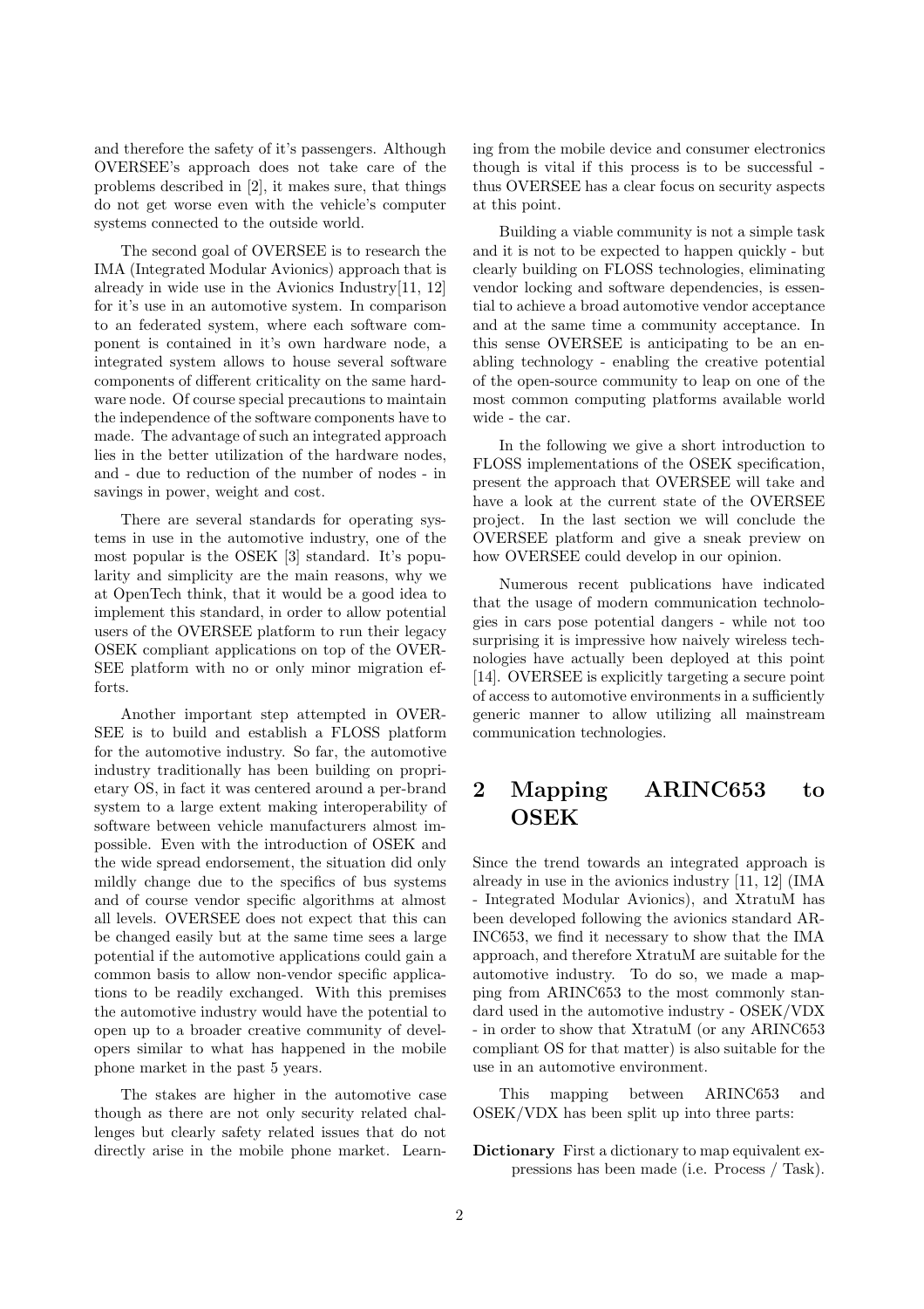and therefore the safety of it's passengers. Although OVERSEE's approach does not take care of the problems described in [2], it makes sure, that things do not get worse even with the vehicle's computer systems connected to the outside world.

The second goal of OVERSEE is to research the IMA (Integrated Modular Avionics) approach that is already in wide use in the Avionics Industry[11, 12] for it's use in an automotive system. In comparison to an federated system, where each software component is contained in it's own hardware node, a integrated system allows to house several software components of different criticality on the same hardware node. Of course special precautions to maintain the independence of the software components have to made. The advantage of such an integrated approach lies in the better utilization of the hardware nodes, and - due to reduction of the number of nodes - in savings in power, weight and cost.

There are several standards for operating systems in use in the automotive industry, one of the most popular is the OSEK [3] standard. It's popularity and simplicity are the main reasons, why we at OpenTech think, that it would be a good idea to implement this standard, in order to allow potential users of the OVERSEE platform to run their legacy OSEK compliant applications on top of the OVERSEE platform with no or only minor migration efforts.

Another important step attempted in OVERSEE is to build and establish a FLOSS platform for the automotive industry. So far, the automotive industry traditionally has been building on proprietary OS, in fact it was centered around a per-brand system to a large extent making interoperability of software between vehicle manufacturers almost impossible. Even with the introduction of OSEK and the wide spread endorsement, the situation did only mildly change due to the specifics of bus systems and of course vendor specific algorithms at almost all levels. OVERSEE does not expect that this can be changed easily but at the same time sees a large potential if the automotive applications could gain a common basis to allow non-vendor specific applications to be readily exchanged. With this premises the automotive industry would have the potential to open up to a broader creative community of developers similar to what has happened in the mobile phone market in the past 5 years.

The stakes are higher in the automotive case though as there are not only security related challenges but clearly safety related issues that do not directly arise in the mobile phone market. Learning from the mobile device and consumer electronics though is vital if this process is to be successful - thus OVERSEE has a clear focus on security aspects at this point.

Building a viable community is not a simple task and it is not to be expected to happen quickly - but clearly building on FLOSS technologies, eliminating vendor locking and software dependencies, is essential to achieve a broad automotive vendor acceptance and at the same time a community acceptance. In this sense OVERSEE is anticipating to be an enabling technology - enabling the creative potential of the open-source community to leap on one of the most common computing platforms available world wide - the car.

In the following we give a short introduction to FLOSS implementations of the OSEK specification, present the approach that OVERSEE will take and have a look at the current state of the OVERSEE project. In the last section we will conclude the OVERSEE platform and give a sneak preview on how OVERSEE could develop in our opinion.

Numerous recent publications have indicated that the usage of modern communication technologies in cars pose potential dangers - while not too surprising it is impressive how naively wireless technologies have actually been deployed at this point [14]. OVERSEE is explicitly targeting a secure point of access to automotive environments in a sufficiently generic manner to allow utilizing all mainstream communication technologies.

## 2 Mapping ARINC653 to OSEK

Since the trend towards an integrated approach is already in use in the avionics industry [11, 12] (IMA - Integrated Modular Avionics), and XtratuM has been developed following the avionics standard ARINC653, we find it necessary to show that the IMA approach, and therefore XtratuM are suitable for the automotive industry. To do so, we made a mapping from ARINC653 to the most commonly standard used in the automotive industry - OSEK/VDX - in order to show that XtratuM (or any ARINC653 compliant OS for that matter) is also suitable for the use in an automotive environment.

This mapping between ARINC653 and OSEK/VDX has been split up into three parts:

**Dictionary** First a dictionary to map equivalent expressions has been made (i.e. Process / Task).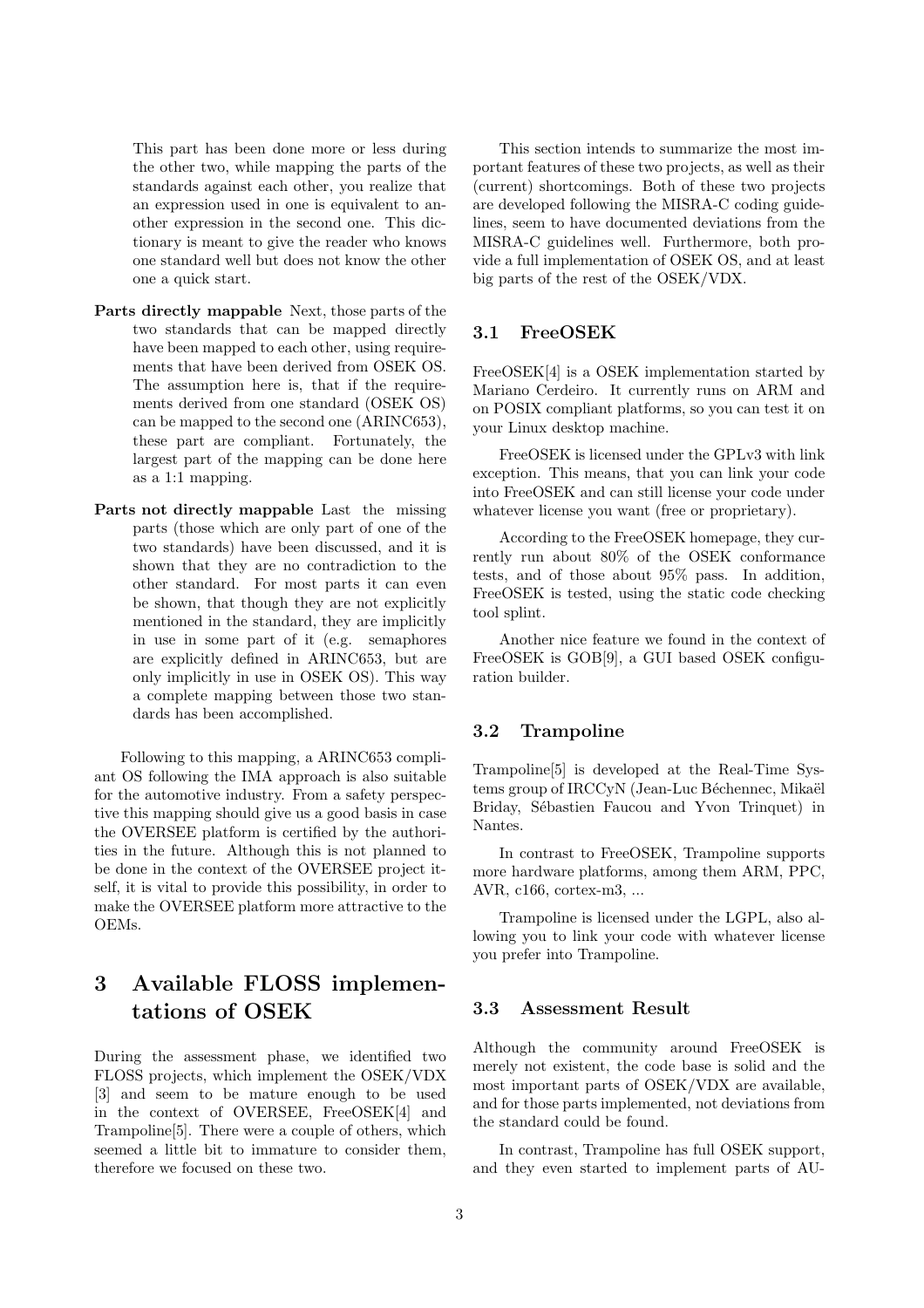This part has been done more or less during the other two, while mapping the parts of the standards against each other, you realize that an expression used in one is equivalent to another expression in the second one. This dictionary is meant to give the reader who knows one standard well but does not know the other one a quick start.

**Parts directly mappable** Next, those parts of the two standards that can be mapped directly have been mapped to each other, using requirements that have been derived from OSEK OS. The assumption here is, that if the requirements derived from one standard (OSEK OS) can be mapped to the second one (ARINC653), these part are compliant. Fortunately, the largest part of the mapping can be done here as a 1:1 mapping.

**Parts not directly mappable** Last the missing parts (those which are only part of one of the two standards) have been discussed, and it is shown that they are no contradiction to the other standard. For most parts it can even be shown, that though they are not explicitly mentioned in the standard, they are implicitly in use in some part of it (e.g. semaphores are explicitly defined in ARINC653, but are only implicitly in use in OSEK OS). This way a complete mapping between those two standards has been accomplished.

Following to this mapping, a ARINC653 compliant OS following the IMA approach is also suitable for the automotive industry. From a safety perspective this mapping should give us a good basis in case the OVERSEE platform is certified by the authorities in the future. Although this is not planned to be done in the context of the OVERSEE project itself, it is vital to provide this possibility, in order to make the OVERSEE platform more attractive to the OEMs.

# 3 Available FLOSS implementations of OSEK

During the assessment phase, we identified two FLOSS projects, which implement the OSEK/VDX [3] and seem to be mature enough to be used in the context of OVERSEE, FreeOSEK[4] and Trampoline[5]. There were a couple of others, which seemed a little bit to immature to consider them, therefore we focused on these two.

This section intends to summarize the most important features of these two projects, as well as their (current) shortcomings. Both of these two projects are developed following the MISRA-C coding guidelines, seem to have documented deviations from the MISRA-C guidelines well. Furthermore, both provide a full implementation of OSEK OS, and at least big parts of the rest of the OSEK/VDX.

## 3.1 FreeOSEK

FreeOSEK[4] is a OSEK implementation started by Mariano Cerdeiro. It currently runs on ARM and on POSIX compliant platforms, so you can test it on your Linux desktop machine.

FreeOSEK is licensed under the GPLv3 with link exception. This means, that you can link your code into FreeOSEK and can still license your code under whatever license you want (free or proprietary).

According to the FreeOSEK homepage, they currently run about 80% of the OSEK conformance tests, and of those about 95% pass. In addition, FreeOSEK is tested, using the static code checking tool splint.

Another nice feature we found in the context of FreeOSEK is GOB[9], a GUI based OSEK configuration builder.

## 3.2 Trampoline

Trampoline[5] is developed at the Real-Time Systems group of IRCCyN (Jean-Luc Béchennec, Mikaël Briday, Sébastien Faucou and Yvon Trinquet) in Nantes.

In contrast to FreeOSEK, Trampoline supports more hardware platforms, among them ARM, PPC, AVR, c166, cortex-m3, ...

Trampoline is licensed under the LGPL, also allowing you to link your code with whatever license you prefer into Trampoline.

## 3.3 Assessment Result

Although the community around FreeOSEK is merely not existent, the code base is solid and the most important parts of OSEK/VDX are available, and for those parts implemented, not deviations from the standard could be found.

In contrast, Trampoline has full OSEK support, and they even started to implement parts of AU-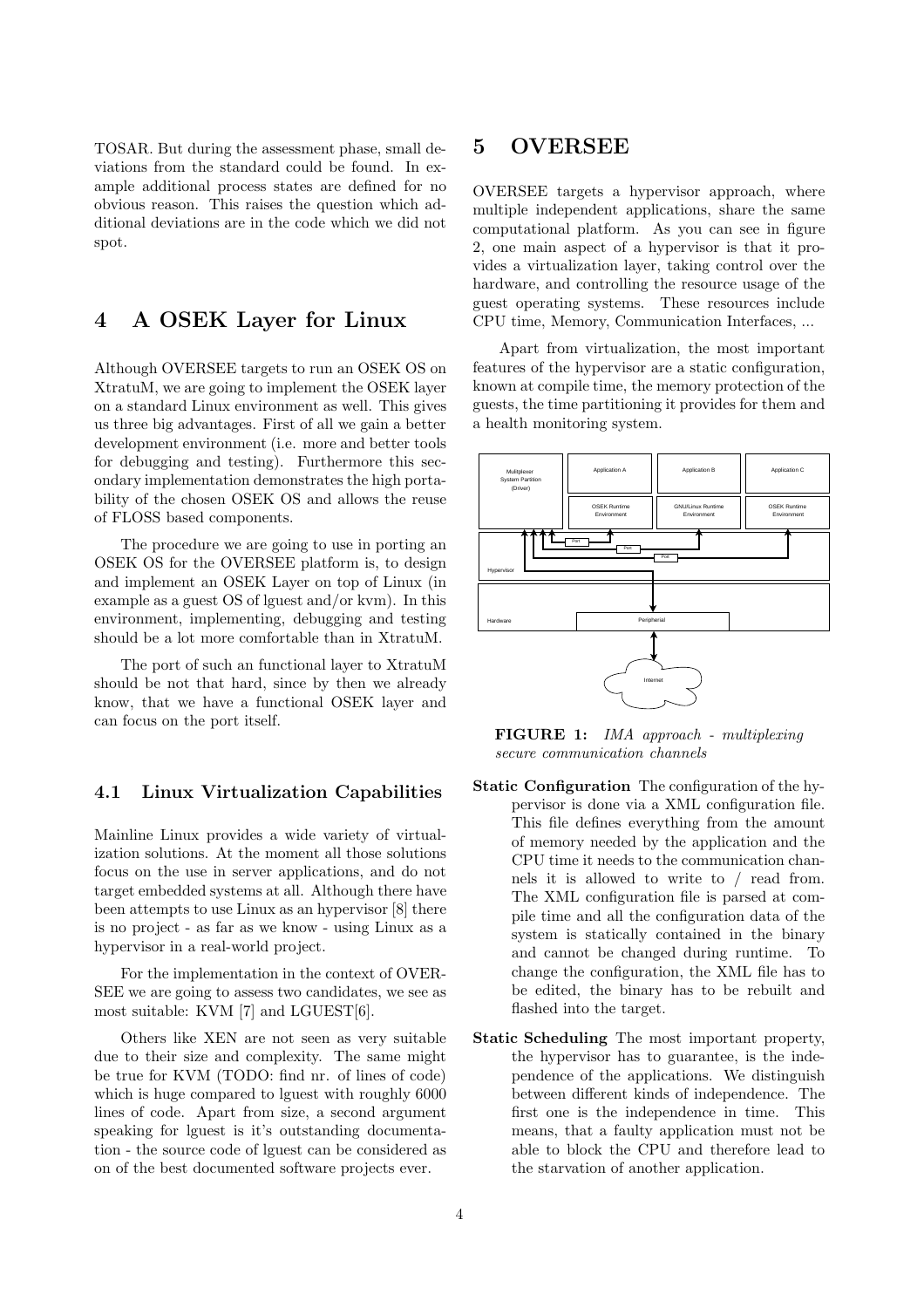TOSAR. But during the assessment phase, small deviations from the standard could be found. In example additional process states are defined for no obvious reason. This raises the question which additional deviations are in the code which we did not spot.

## 4 A OSEK Layer for Linux

Although OVERSEE targets to run an OSEK OS on XtratuM, we are going to implement the OSEK layer on a standard Linux environment as well. This gives us three big advantages. First of all we gain a better development environment (i.e. more and better tools for debugging and testing). Furthermore this secondary implementation demonstrates the high portability of the chosen OSEK OS and allows the reuse of FLOSS based components.

The procedure we are going to use in porting an OSEK OS for the OVERSEE platform is, to design and implement an OSEK Layer on top of Linux (in example as a guest OS of lguest and/or kvm). In this environment, implementing, debugging and testing should be a lot more comfortable than in XtratuM.

The port of such an functional layer to XtratuM should be not that hard, since by then we already know, that we have a functional OSEK layer and can focus on the port itself.

### 4.1 Linux Virtualization Capabilities

Mainline Linux provides a wide variety of virtualization solutions. At the moment all those solutions focus on the use in server applications, and do not target embedded systems at all. Although there have been attempts to use Linux as an hypervisor [8] there is no project - as far as we know - using Linux as a hypervisor in a real-world project.

For the implementation in the context of OVERSEE we are going to assess two candidates, we see as most suitable: KVM [7] and LGUEST[6].

Others like XEN are not seen as very suitable due to their size and complexity. The same might be true for KVM (TODO: find nr. of lines of code) which is huge compared to lguest with roughly 6000 lines of code. Apart from size, a second argument speaking for lguest is it's outstanding documentation - the source code of lguest can be considered as on of the best documented software projects ever.

## 5 OVERSEE

OVERSEE targets a hypervisor approach, where multiple independent applications, share the same computational platform. As you can see in figure 2, one main aspect of a hypervisor is that it provides a virtualization layer, taking control over the hardware, and controlling the resource usage of the guest operating systems. These resources include CPU time, Memory, Communication Interfaces, ...

Apart from virtualization, the most important features of the hypervisor are a static configuration, known at compile time, the memory protection of the guests, the time partitioning it provides for them and a health monitoring system.

Multiplexer System Partition (Driver)
Application A
Application B
Application C
OSEK Runtime Environment
GNU/Linux Runtime Environment
OSEK Runtime Environment
Port
Port
Port
Hypervisor
Hardware
Peripherial
Internet

**FIGURE 1:** *IMA approach - multiplexing secure communication channels*

**Static Configuration** The configuration of the hypervisor is done via a XML configuration file. This file defines everything from the amount of memory needed by the application and the CPU time it needs to the communication channels it is allowed to write to / read from. The XML configuration file is parsed at compile time and all the configuration data of the system is statically contained in the binary and cannot be changed during runtime. To change the configuration, the XML file has to be edited, the binary has to be rebuilt and flashed into the target.

**Static Scheduling** The most important property, the hypervisor has to guarantee, is the independence of the applications. We distinguish between different kinds of independence. The first one is the independence in time. This means, that a faulty application must not be able to block the CPU and therefore lead to the starvation of another application.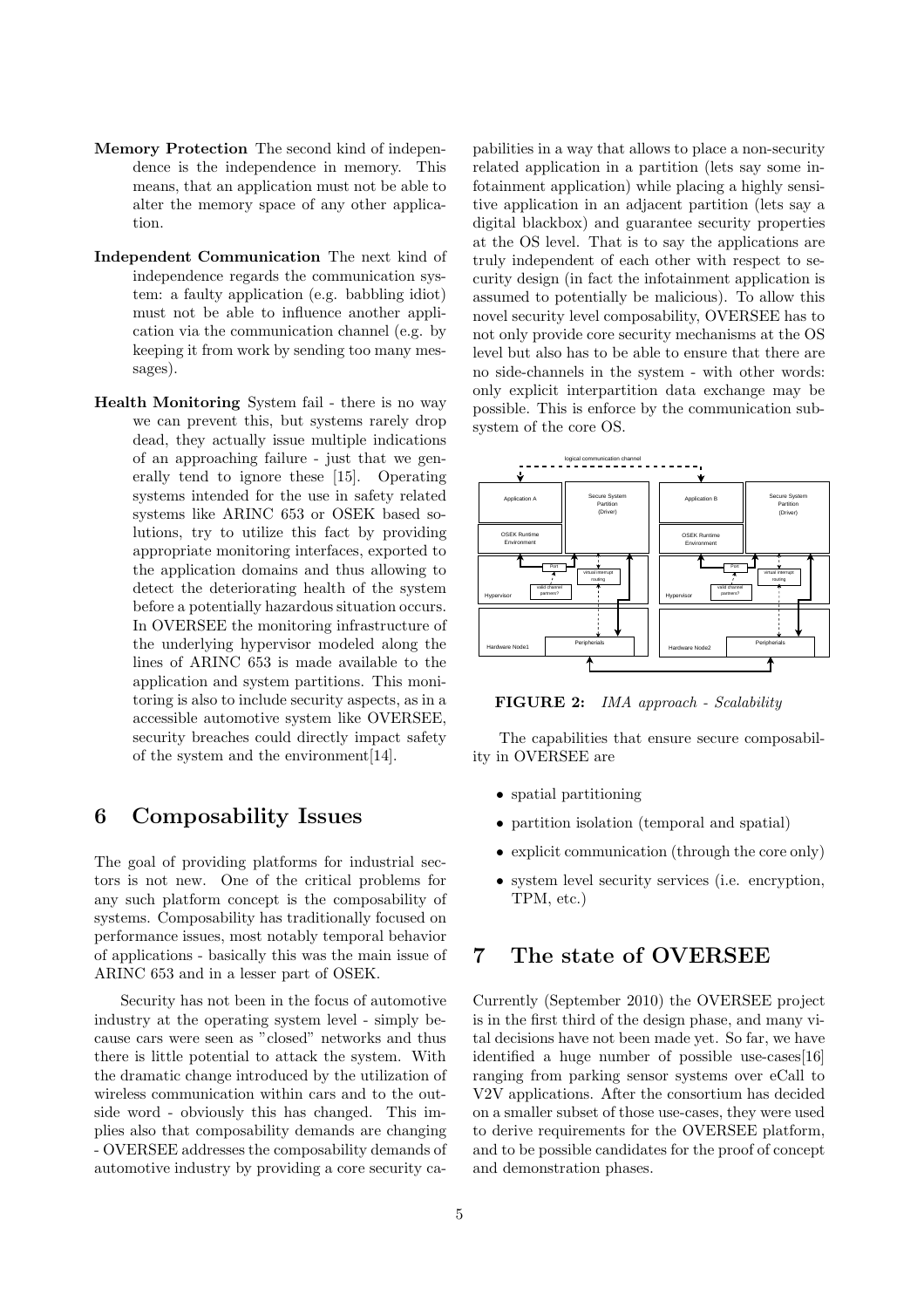**Memory Protection** The second kind of independence is the independence in memory. This means, that an application must not be able to alter the memory space of any other application.

**Independent Communication** The next kind of independence regards the communication system: a faulty application (e.g. babbling idiot) must not be able to influence another application via the communication channel (e.g. by keeping it from work by sending too many messages).

**Health Monitoring** System fail - there is no way we can prevent this, but systems rarely drop dead, they actually issue multiple indications of an approaching failure - just that we generally tend to ignore these [15]. Operating systems intended for the use in safety related systems like ARINC 653 or OSEK based solutions, try to utilize this fact by providing appropriate monitoring interfaces, exported to the application domains and thus allowing to detect the deteriorating health of the system before a potentially hazardous situation occurs. In OVERSEE the monitoring infrastructure of the underlying hypervisor modeled along the lines of ARINC 653 is made available to the application and system partitions. This monitoring is also to include security aspects, as in a accessible automotive system like OVERSEE, security breaches could directly impact safety of the system and the environment[14].

## 6 Composability Issues

The goal of providing platforms for industrial sectors is not new. One of the critical problems for any such platform concept is the composability of systems. Composability has traditionally focused on performance issues, most notably temporal behavior of applications - basically this was the main issue of ARINC 653 and in a lesser part of OSEK.

Security has not been in the focus of automotive industry at the operating system level - simply because cars were seen as "closed" networks and thus there is little potential to attack the system. With the dramatic change introduced by the utilization of wireless communication within cars and to the outside word - obviously this has changed. This implies also that composability demands are changing - OVERSEE addresses the composability demands of automotive industry by providing a core security capabilities in a way that allows to place a non-security related application in a partition (lets say some infotainment application) while placing a highly sensitive application in an adjacent partition (lets say a digital blackbox) and guarantee security properties at the OS level. That is to say the applications are truly independent of each other with respect to security design (in fact the infotainment application is assumed to potentially be malicious). To allow this novel security level composability, OVERSEE has to not only provide core security mechanisms at the OS level but also has to be able to ensure that there are no side-channels in the system - with other words: only explicit interpartition data exchange may be possible. This is enforce by the communication subsystem of the core OS.

logical communication channel

Application A

Secure System Partition (Driver)

OSEK Runtime Environment

Port

virtual interrupt routing

valid channel partners?

Hypervisor

Hardware Node1

Peripherals

Application B

Secure System Partition (Driver)

OSEK Runtime Environment

Port

virtual interrupt routing

valid channel partners?

Hypervisor

Hardware Node2

Peripherals

**FIGURE 2:** *IMA approach - Scalability*

The capabilities that ensure secure composability in OVERSEE are

- spatial partitioning
- partition isolation (temporal and spatial)
- explicit communication (through the core only)
- system level security services (i.e. encryption, TPM, etc.)

## 7 The state of OVERSEE

Currently (September 2010) the OVERSEE project is in the first third of the design phase, and many vital decisions have not been made yet. So far, we have identified a huge number of possible use-cases[16] ranging from parking sensor systems over eCall to V2V applications. After the consortium has decided on a smaller subset of those use-cases, they were used to derive requirements for the OVERSEE platform, and to be possible candidates for the proof of concept and demonstration phases.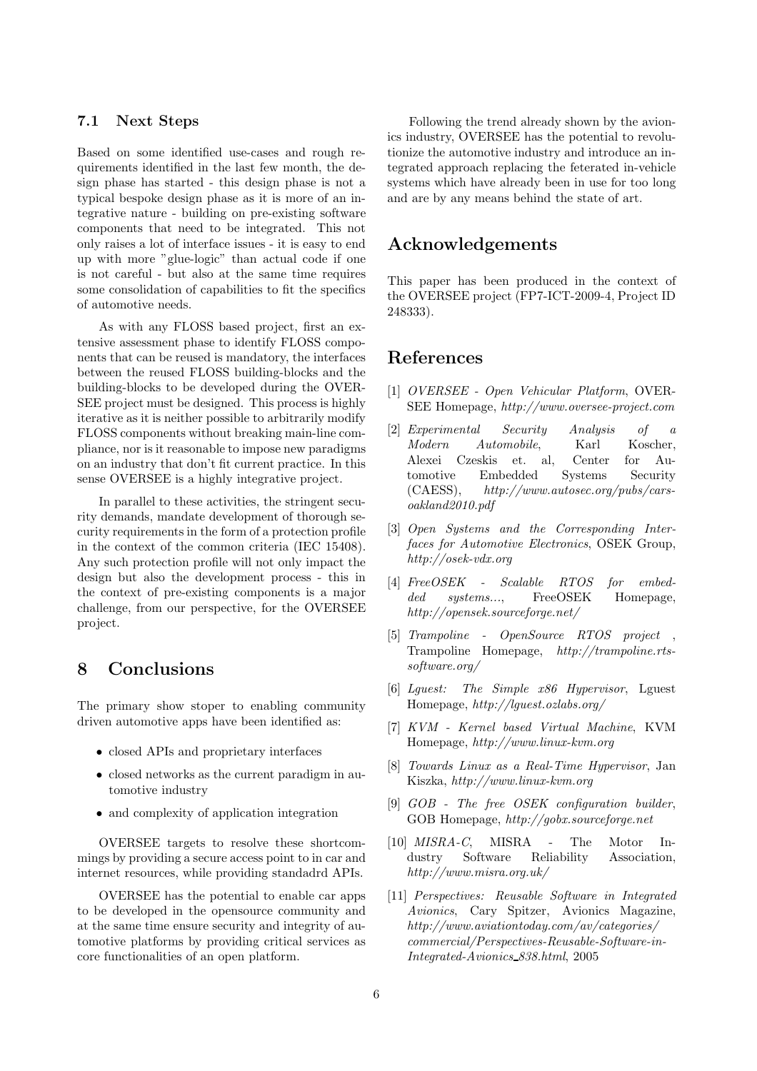### 7.1 Next Steps

Based on some identified use-cases and rough requirements identified in the last few month, the design phase has started - this design phase is not a typical bespoke design phase as it is more of an integrative nature - building on pre-existing software components that need to be integrated. This not only raises a lot of interface issues - it is easy to end up with more "glue-logic" than actual code if one is not careful - but also at the same time requires some consolidation of capabilities to fit the specifics of automotive needs.

As with any FLOSS based project, first an extensive assessment phase to identify FLOSS components that can be reused is mandatory, the interfaces between the reused FLOSS building-blocks and the building-blocks to be developed during the OVERSEE project must be designed. This process is highly iterative as it is neither possible to arbitrarily modify FLOSS components without breaking main-line compliance, nor is it reasonable to impose new paradigms on an industry that don't fit current practice. In this sense OVERSEE is a highly integrative project.

In parallel to these activities, the stringent security demands, mandate development of thorough security requirements in the form of a protection profile in the context of the common criteria (IEC 15408). Any such protection profile will not only impact the design but also the development process - this in the context of pre-existing components is a major challenge, from our perspective, for the OVERSEE project.

## 8 Conclusions

The primary show stoper to enabling community driven automotive apps have been identified as:

- closed APIs and proprietary interfaces
- closed networks as the current paradigm in automotive industry
- and complexity of application integration

OVERSEE targets to resolve these shortcommings by providing a secure access point to in car and internet resources, while providing standadrd APIs.

OVERSEE has the potential to enable car apps to be developed in the opensource community and at the same time ensure security and integrity of automotive platforms by providing critical services as core functionalities of an open platform.

Following the trend already shown by the avionics industry, OVERSEE has the potential to revolutionize the automotive industry and introduce an integrated approach replacing the feterated in-vehicle systems which have already been in use for too long and are by any means behind the state of art.

## Acknowledgements

This paper has been produced in the context of the OVERSEE project (FP7-ICT-2009-4, Project ID 248333).

## References

[1] *OVERSEE - Open Vehicular Platform*, OVERSEE Homepage, *http://www.oversee-project.com*

[2] *Experimental Security Analysis of a Modern Automobile*, Karl Koscher, Alexei Czeskis et. al, Center for Automotive Embedded Systems Security (CAESS), *http://www.autosec.org/pubs/cars-oakland2010.pdf*

[3] *Open Systems and the Corresponding Interfaces for Automotive Electronics*, OSEK Group, *http://osek-vdx.org*

[4] *FreeOSEK - Scalable RTOS for embedded systems...*, FreeOSEK Homepage, *http://opensek.sourceforge.net/*

[5] *Trampoline - OpenSource RTOS project* , Trampoline Homepage, *http://trampoline.rts-software.org/*

[6] *Lguest: The Simple x86 Hypervisor*, Lguest Homepage, *http://lguest.ozlabs.org/*

[7] *KVM - Kernel based Virtual Machine*, KVM Homepage, *http://www.linux-kvm.org*

[8] *Towards Linux as a Real-Time Hypervisor*, Jan Kiszka, *http://www.linux-kvm.org*

[9] *GOB - The free OSEK configuration builder*, GOB Homepage, *http://gobx.sourceforge.net*

[10] *MISRA-C*, MISRA - The Motor Industry Software Reliability Association, *http://www.misra.org.uk/*

[11] *Perspectives: Reusable Software in Integrated Avionics*, Cary Spitzer, Avionics Magazine, *http://www.aviationtoday.com/av/categories/commercial/Perspectives-Reusable-Software-in-Integrated-Avionics_838.html*, 2005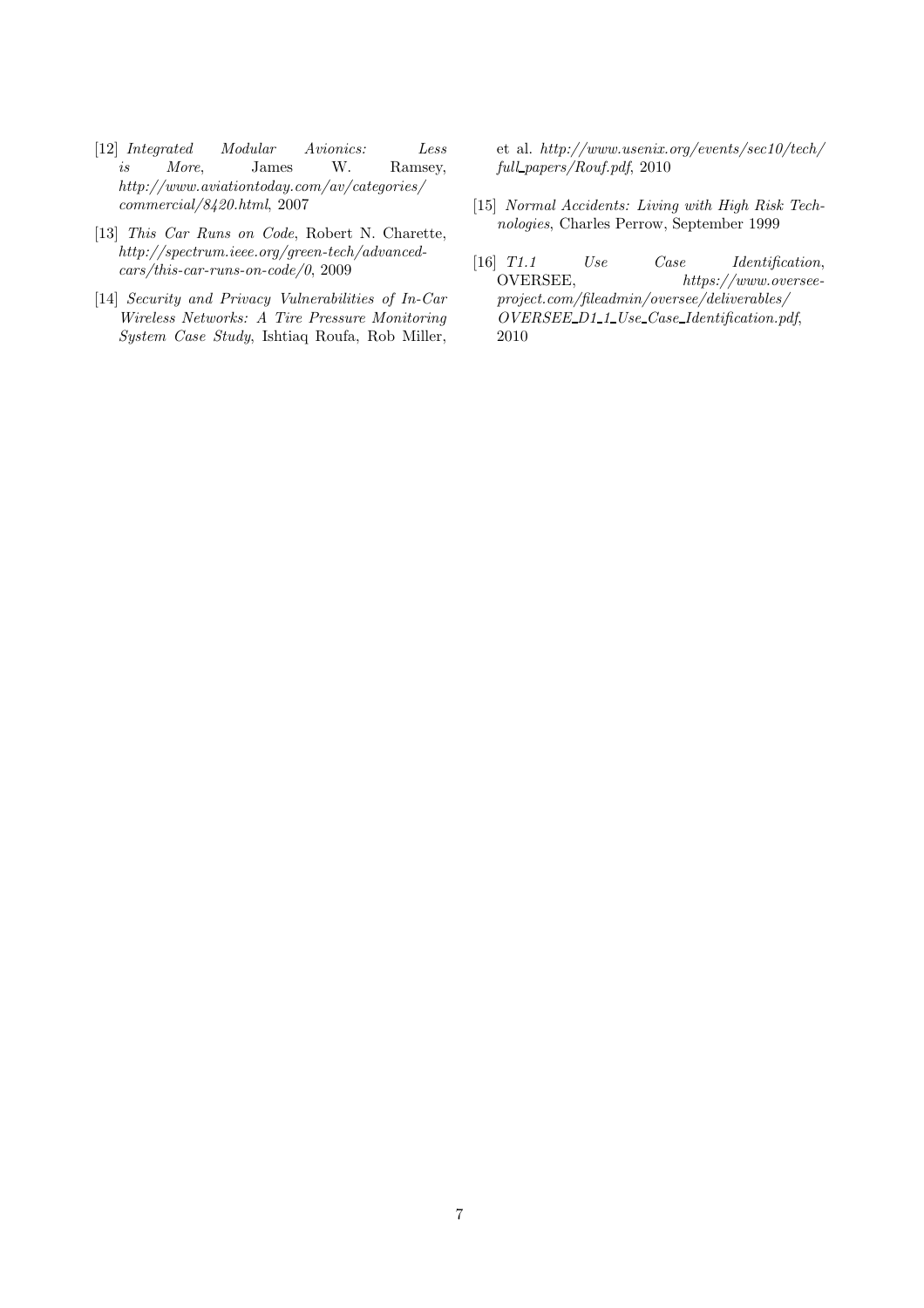[12] *Integrated Modular Avionics: Less is More*, James W. Ramsey, *http://www.aviationtoday.com/av/categories/commercial/8420.html*, 2007

[13] *This Car Runs on Code*, Robert N. Charette, *http://spectrum.ieee.org/green-tech/advanced-cars/this-car-runs-on-code/0*, 2009

[14] *Security and Privacy Vulnerabilities of In-Car Wireless Networks: A Tire Pressure Monitoring System Case Study*, Ishtiaq Roufa, Rob Miller, et al. *http://www.usenix.org/events/sec10/tech/full_papers/Rouf.pdf*, 2010

[15] *Normal Accidents: Living with High Risk Technologies*, Charles Perrow, September 1999

[16] *T1.1 Use Case Identification*, OVERSEE, *https://www.oversee-project.com/fileadmin/oversee/deliverables/OVERSEE_D1_1_Use_Case_Identification.pdf*, 2010